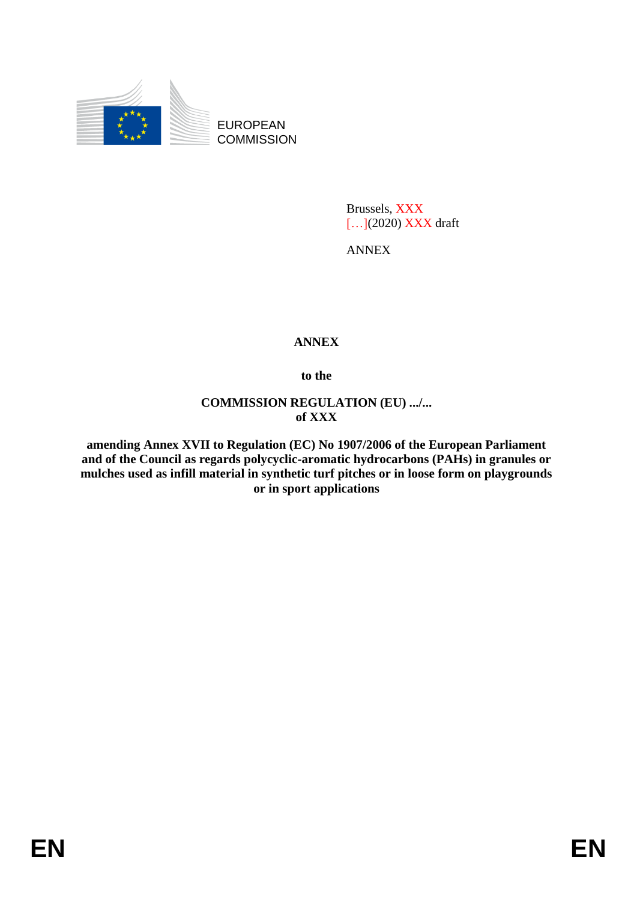EUROPEAN COMMISSION

Brussels, XXX
[…](2020) XXX draft

ANNEX

# ANNEX

**to the**

**COMMISSION REGULATION (EU) .../...**
**of XXX**

**amending Annex XVII to Regulation (EC) No 1907/2006 of the European Parliament and of the Council as regards polycyclic-aromatic hydrocarbons (PAHs) in granules or mulches used as infill material in synthetic turf pitches or in loose form on playgrounds or in sport applications**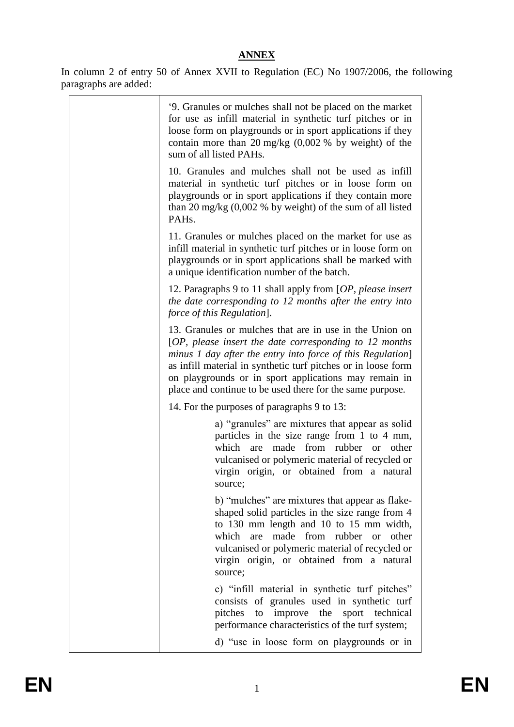**ANNEX**

In column 2 of entry 50 of Annex XVII to Regulation (EC) No 1907/2006, the following paragraphs are added:

| | |
|---|---|
| | '9. Granules or mulches shall not be placed on the market for use as infill material in synthetic turf pitches or in loose form on playgrounds or in sport applications if they contain more than 20 mg/kg (0,002 % by weight) of the sum of all listed PAHs.<br><br>10. Granules and mulches shall not be used as infill material in synthetic turf pitches or in loose form on playgrounds or in sport applications if they contain more than 20 mg/kg (0,002 % by weight) of the sum of all listed PAHs.<br><br>11. Granules or mulches placed on the market for use as infill material in synthetic turf pitches or in loose form on playgrounds or in sport applications shall be marked with a unique identification number of the batch.<br><br>12. Paragraphs 9 to 11 shall apply from [*OP, please insert the date corresponding to 12 months after the entry into force of this Regulation*].<br><br>13. Granules or mulches that are in use in the Union on [*OP, please insert the date corresponding to 12 months minus 1 day after the entry into force of this Regulation*] as infill material in synthetic turf pitches or in loose form on playgrounds or in sport applications may remain in place and continue to be used there for the same purpose.<br><br>14. For the purposes of paragraphs 9 to 13:<br><br>a) "granules" are mixtures that appear as solid particles in the size range from 1 to 4 mm, which are made from rubber or other vulcanised or polymeric material of recycled or virgin origin, or obtained from a natural source;<br><br>b) "mulches" are mixtures that appear as flake-shaped solid particles in the size range from 4 to 130 mm length and 10 to 15 mm width, which are made from rubber or other vulcanised or polymeric material of recycled or virgin origin, or obtained from a natural source;<br><br>c) "infill material in synthetic turf pitches" consists of granules used in synthetic turf pitches to improve the sport technical performance characteristics of the turf system;<br><br>d) "use in loose form on playgrounds or in |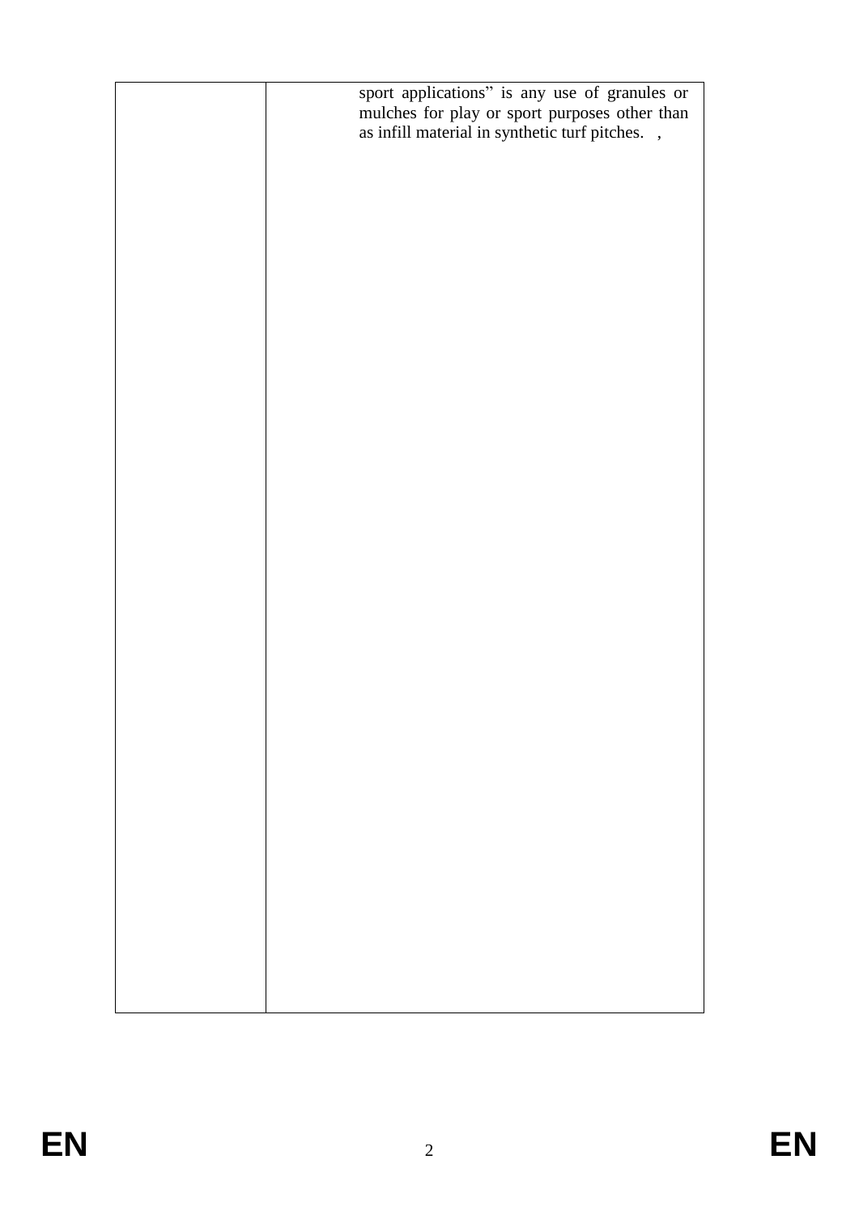| | |
|---|---|
| | sport applications” is any use of granules or mulches for play or sport purposes other than as infill material in synthetic turf pitches. , |